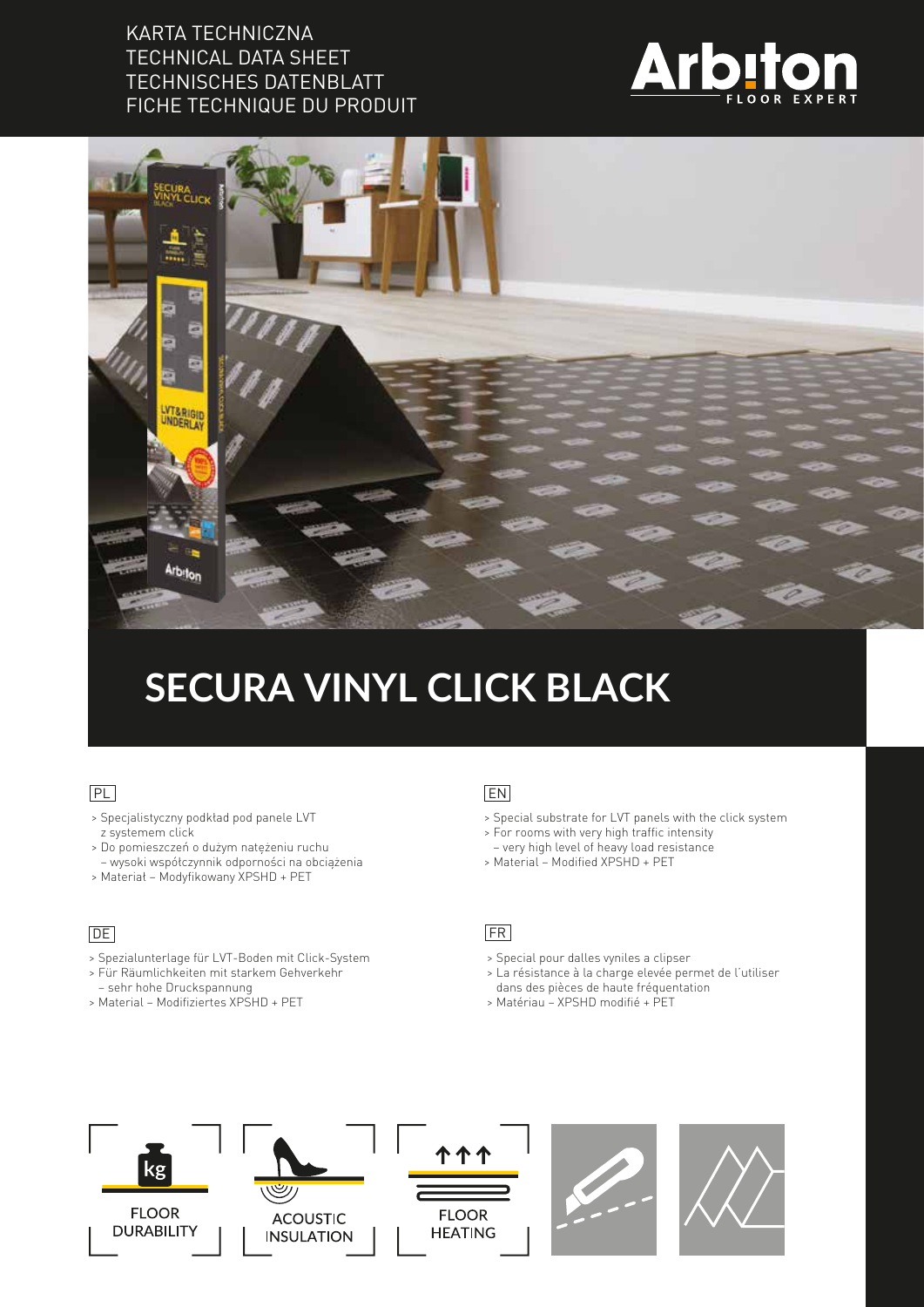KARTA TECHNICZNA
TECHNICAL DATA SHEET
TECHNISCHES DATENBLATT
FICHE TECHNIQUE DU PRODUIT

# SECURA VINYL CLICK BLACK

PL

- Specjalistyczny podkład pod panele LVT z systemem click
- Do pomieszczeń o dużym natężeniu ruchu – wysoki współczynnik odporności na obciążenia
- Materiał – Modyfikowany XPSHD + PET

EN

- Special substrate for LVT panels with the click system
- For rooms with very high traffic intensity – very high level of heavy load resistance
- Material – Modified XPSHD + PET

DE

- Spezialunterlage für LVT-Boden mit Click-System
- Für Räumlichkeiten mit starkem Gehverkehr – sehr hohe Druckspannung
- Material – Modifiziertes XPSHD + PET

FR

- Special pour dalles vyniles a clipser
- La résistance à la charge elevée permet de l'utiliser dans des pièces de haute fréquentation
- Matériau – XPSHD modifié + PET

FLOOR DURABILITY

ACOUSTIC INSULATION

FLOOR HEATING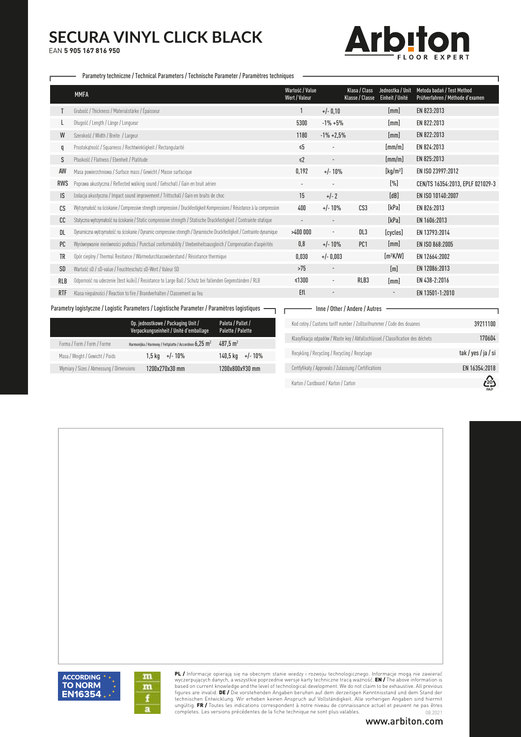# SECURA VINYL CLICK BLACK

EAN **5 905 167 816 950**

Arbiton FLOOR EXPERT

Parametry techniczne / Technical Parameters / Technische Parameter / Paramètres techniques

| | MMFA | Wartość / Value Wert / Valeur | | Klasa / Class Klasse / Classe | Jednostka / Unit Einheit / Unité | Metoda badań / Test Method Prüfverfahren / Méthode d'examen |
|---|---|---|---|---|---|---|
| T | Grubość / Thickness / Materialstärke / Épaisseur | 1 | +/- 0,10 | | [mm] | EN 823:2013 |
| L | Długość / Length / Länge / Longueur | 5300 | -1% +5% | | [mm] | EN 822:2013 |
| W | Szerokość / Width / Breite / Largeur | 1180 | -1% +2,5% | | [mm] | EN 822:2013 |
| q | Prostokątność / Squarness / Rechtwinkligkeit / Rectangularité | ≤5 | - | | [mm/m] | EN 824:2013 |
| S | Płaskość / Flatness / Ebenheit / Platitude | ≤2 | - | | [mm/m] | EN 825:2013 |
| AW | Masa powierzchniowa / Surface mass / Gewicht / Masse surfacique | 0,192 | +/- 10% | | [kg/m²] | EN ISO 23997:2012 |
| RWS | Poprawa akustyczna / Reflected walking sound / Gehschall / Gain en bruit aérien | - | - | | [%] | CEN/TS 16354:2013, EPLF 021029-3 |
| IS | Izolacja akustyczna / Impact sound improvement / Trittschall / Gain en bruits de choc | 15 | +/- 2 | | [dB] | EN ISO 10140:2007 |
| CS | Wytrzymałość na ściskanie / Compressive strength compression / Druckfestigkeit Kompressions / Résistance à la compression | 400 | +/- 10% | CS3 | [kPa] | EN 826:2013 |
| CC | Statyczna wytrzymałość na ściskanie / Static compressive strength / Statische Druckfestigkeit / Contrainte statique | - | - | | [kPa] | EN 1606:2013 |
| DL | Dynamiczna wytrzymałość na ściskanie / Dynamic compressive strength / Dynamische Druckfestigkeit / Contrainte dynamique | >400 000 | - | DL3 | [cycles] | EN 13793:2014 |
| PC | Wyrównywanie nierówności podłoża / Punctual conformability / Unebenheitsausgleich / Compensation d'aspérités | 0,8 | +/- 10% | PC1 | [mm] | EN ISO 868:2005 |
| TR | Opór cieplny / Thermal Resitance / Wärmedurchlasswiderstand / Résistance thermique | 0,030 | +/- 0,003 | | [m²K/W] | EN 12664:2002 |
| SD | Wartość sD / sD-value / Feuchteschutz sD-Wert / Valeur SD | >75 | - | | [m] | EN 12086:2013 |
| RLB | Odporność na uderzenie [test kulki] / Resistance to Large Ball / Schutz bei fallenden Gegenständen / RLB | ≤1300 | - | RLB3 | [mm] | EN 438-2:2016 |
| RTF | Klasa niepalności / Reaction to fire / Brandverhalten / Classement au feu | Efl | - | | - | EN 13501-1:2010 |

Parametry logistyczne / Logistic Parameters / Logistische Parameter / Paramètres logistiques

| | Op. jednostkowe / Packaging Unit / Verpackungseinheit / Unité d'emballage | Paleta / Pallet / Palette / Palette |
|---|---|---|
| Forma / Form / Form / Forme | Harmonijka / Harmony / Faltplatte / Accordéon 6,25 m² | 487,5 m² |
| Masa / Weight / Gewicht / Poids | 1,5 kg +/- 10% | 140,5 kg +/- 10% |
| Wymiary / Sizes / Abmessung / Dimensions | 1200x270x30 mm | 1200x800x930 mm |

Inne / Other / Andere / Autres

| | |
|---|---|
| Kod celny / Customs tariff number / Zolltarifnummer / Code des douanes | 39211100 |
| Klasyfikacja odpadów / Waste key / Abfallschlüssel / Classification des déchets | 170604 |
| Recykling / Recycling / Recycling / Recyclage | tak / yes / ja / si |
| Certyfikaty / Approvals / Zulassung / Certifications | EN 16354:2018 |
| Karton / Cardboard / Karton / Carton | 20 PAP |

ACCORDING TO NORM EN16354

**PL /** Informacje opierają się na obecnym stanie wiedzy i rozwoju technologicznego. Informacje mogą nie zawierać wyczerpujących danych, a wszystkie poprzednie wersje karty technicznej tracą ważność. **EN /** The above information is based on current knowledge and the level of technological development. We do not claim to be exhaustive. All previous figures are invalid. **DE /** Die vorstehenden Angaben beruhen auf dem derzeitigen Kenntnisstand und dem Stand der technischen Entwicklung. Wir erheben keinen Anspruch auf Vollständigkeit. Alle vorherigen Angaben sind hiermit ungültig. **FR /** Toutes les indications correspondent à notre niveau de connaissance actuel et peuvent ne pas êtres completes. Les versions précédentes de la fiche technique ne sont plus valables. 08.2021

www.arbiton.com